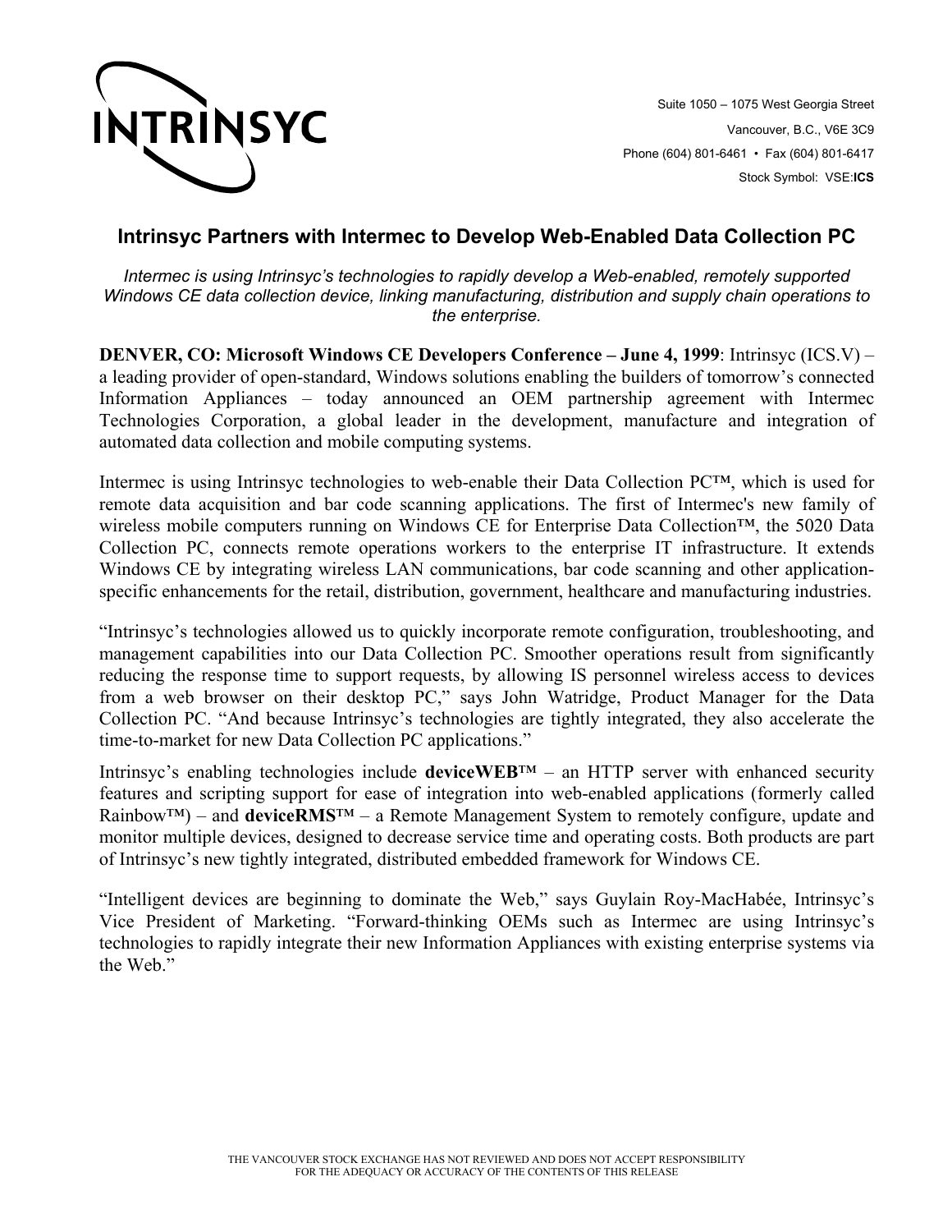INTRINSYC

Suite 1050 – 1075 West Georgia Street
Vancouver, B.C., V6E 3C9
Phone (604) 801-6461 • Fax (604) 801-6417
Stock Symbol: VSE:**ICS**

## Intrinsyc Partners with Intermec to Develop Web-Enabled Data Collection PC

*Intermec is using Intrinsyc's technologies to rapidly develop a Web-enabled, remotely supported Windows CE data collection device, linking manufacturing, distribution and supply chain operations to the enterprise.*

**DENVER, CO: Microsoft Windows CE Developers Conference – June 4, 1999**: Intrinsyc (ICS.V) – a leading provider of open-standard, Windows solutions enabling the builders of tomorrow's connected Information Appliances – today announced an OEM partnership agreement with Intermec Technologies Corporation, a global leader in the development, manufacture and integration of automated data collection and mobile computing systems.

Intermec is using Intrinsyc technologies to web-enable their Data Collection PC™, which is used for remote data acquisition and bar code scanning applications. The first of Intermec's new family of wireless mobile computers running on Windows CE for Enterprise Data Collection™, the 5020 Data Collection PC, connects remote operations workers to the enterprise IT infrastructure. It extends Windows CE by integrating wireless LAN communications, bar code scanning and other application-specific enhancements for the retail, distribution, government, healthcare and manufacturing industries.

"Intrinsyc's technologies allowed us to quickly incorporate remote configuration, troubleshooting, and management capabilities into our Data Collection PC. Smoother operations result from significantly reducing the response time to support requests, by allowing IS personnel wireless access to devices from a web browser on their desktop PC," says John Watridge, Product Manager for the Data Collection PC. "And because Intrinsyc's technologies are tightly integrated, they also accelerate the time-to-market for new Data Collection PC applications."

Intrinsyc's enabling technologies include **deviceWEB**™ – an HTTP server with enhanced security features and scripting support for ease of integration into web-enabled applications (formerly called Rainbow™) – and **deviceRMS**™ – a Remote Management System to remotely configure, update and monitor multiple devices, designed to decrease service time and operating costs. Both products are part of Intrinsyc's new tightly integrated, distributed embedded framework for Windows CE.

"Intelligent devices are beginning to dominate the Web," says Guylain Roy-MacHabée, Intrinsyc's Vice President of Marketing. "Forward-thinking OEMs such as Intermec are using Intrinsyc's technologies to rapidly integrate their new Information Appliances with existing enterprise systems via the Web."

THE VANCOUVER STOCK EXCHANGE HAS NOT REVIEWED AND DOES NOT ACCEPT RESPONSIBILITY FOR THE ADEQUACY OR ACCURACY OF THE CONTENTS OF THIS RELEASE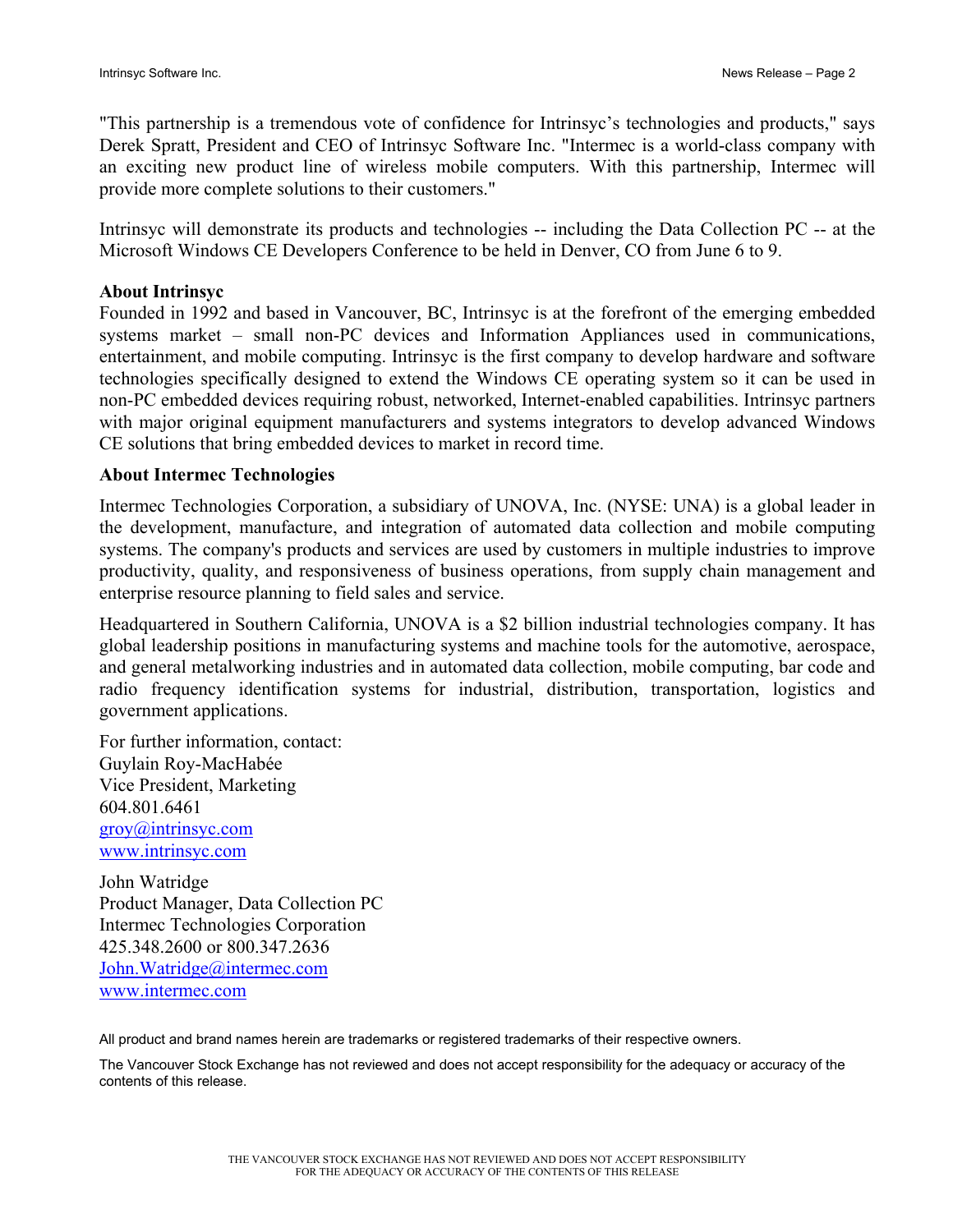"This partnership is a tremendous vote of confidence for Intrinsyc's technologies and products," says Derek Spratt, President and CEO of Intrinsyc Software Inc. "Intermec is a world-class company with an exciting new product line of wireless mobile computers. With this partnership, Intermec will provide more complete solutions to their customers."

Intrinsyc will demonstrate its products and technologies -- including the Data Collection PC -- at the Microsoft Windows CE Developers Conference to be held in Denver, CO from June 6 to 9.

**About Intrinsyc**

Founded in 1992 and based in Vancouver, BC, Intrinsyc is at the forefront of the emerging embedded systems market – small non-PC devices and Information Appliances used in communications, entertainment, and mobile computing. Intrinsyc is the first company to develop hardware and software technologies specifically designed to extend the Windows CE operating system so it can be used in non-PC embedded devices requiring robust, networked, Internet-enabled capabilities. Intrinsyc partners with major original equipment manufacturers and systems integrators to develop advanced Windows CE solutions that bring embedded devices to market in record time.

**About Intermec Technologies**

Intermec Technologies Corporation, a subsidiary of UNOVA, Inc. (NYSE: UNA) is a global leader in the development, manufacture, and integration of automated data collection and mobile computing systems. The company's products and services are used by customers in multiple industries to improve productivity, quality, and responsiveness of business operations, from supply chain management and enterprise resource planning to field sales and service.

Headquartered in Southern California, UNOVA is a $2 billion industrial technologies company. It has global leadership positions in manufacturing systems and machine tools for the automotive, aerospace, and general metalworking industries and in automated data collection, mobile computing, bar code and radio frequency identification systems for industrial, distribution, transportation, logistics and government applications.

For further information, contact:
Guylain Roy-MacHabée
Vice President, Marketing
604.801.6461
groy@intrinsyc.com
www.intrinsyc.com

John Watridge
Product Manager, Data Collection PC
Intermec Technologies Corporation
425.348.2600 or 800.347.2636
John.Watridge@intermec.com
www.intermec.com

All product and brand names herein are trademarks or registered trademarks of their respective owners.

The Vancouver Stock Exchange has not reviewed and does not accept responsibility for the adequacy or accuracy of the contents of this release.

THE VANCOUVER STOCK EXCHANGE HAS NOT REVIEWED AND DOES NOT ACCEPT RESPONSIBILITY FOR THE ADEQUACY OR ACCURACY OF THE CONTENTS OF THIS RELEASE